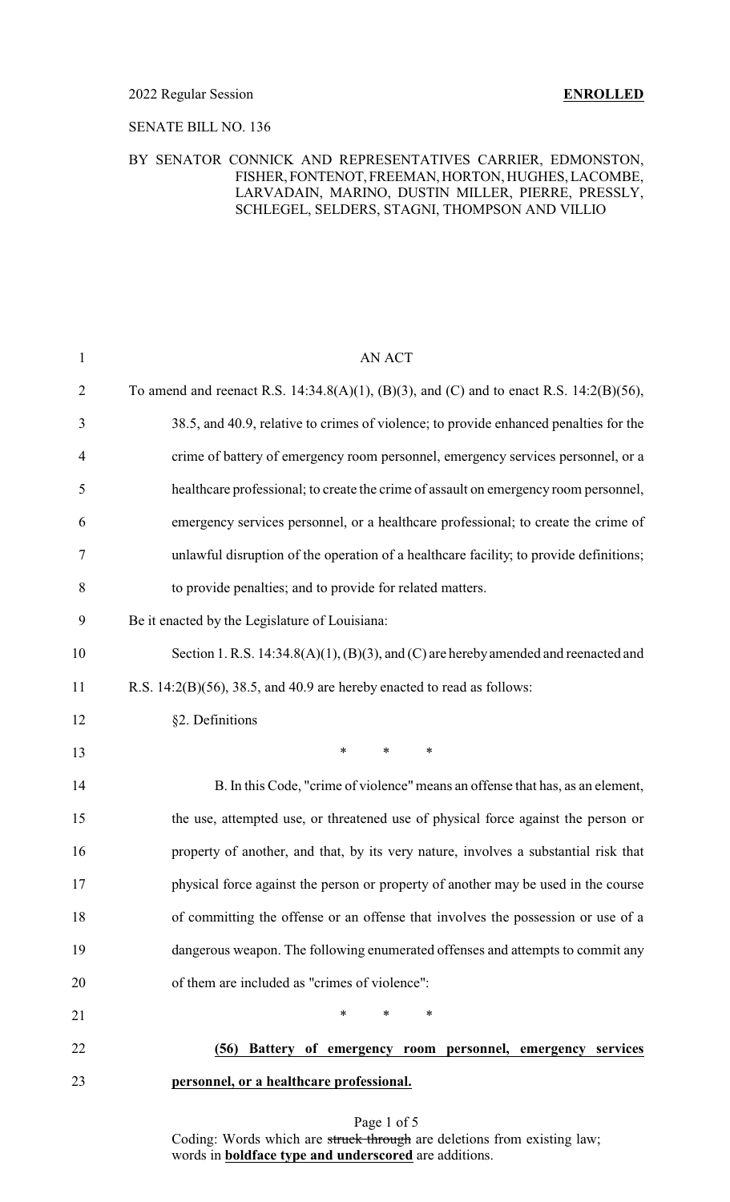2022 Regular Session **ENROLLED**

SENATE BILL NO. 136

BY SENATOR CONNICK AND REPRESENTATIVES CARRIER, EDMONSTON, FISHER, FONTENOT, FREEMAN, HORTON, HUGHES, LACOMBE, LARVADAIN, MARINO, DUSTIN MILLER, PIERRE, PRESSLY, SCHLEGEL, SELDERS, STAGNI, THOMPSON AND VILLIO

AN ACT

To amend and reenact R.S. 14:34.8(A)(1), (B)(3), and (C) and to enact R.S. 14:2(B)(56), 38.5, and 40.9, relative to crimes of violence; to provide enhanced penalties for the crime of battery of emergency room personnel, emergency services personnel, or a healthcare professional; to create the crime of assault on emergency room personnel, emergency services personnel, or a healthcare professional; to create the crime of unlawful disruption of the operation of a healthcare facility; to provide definitions; to provide penalties; and to provide for related matters.

Be it enacted by the Legislature of Louisiana:

Section 1. R.S. 14:34.8(A)(1), (B)(3), and (C) are hereby amended and reenacted and R.S. 14:2(B)(56), 38.5, and 40.9 are hereby enacted to read as follows:

§2. Definitions

\* \* \*

B. In this Code, "crime of violence" means an offense that has, as an element, the use, attempted use, or threatened use of physical force against the person or property of another, and that, by its very nature, involves a substantial risk that physical force against the person or property of another may be used in the course of committing the offense or an offense that involves the possession or use of a dangerous weapon. The following enumerated offenses and attempts to commit any of them are included as "crimes of violence":

\* \* \*

**(56) Battery of emergency room personnel, emergency services personnel, or a healthcare professional.**

Coding: Words which are ~~struck through~~ are deletions from existing law; words in **boldface type and underscored** are additions.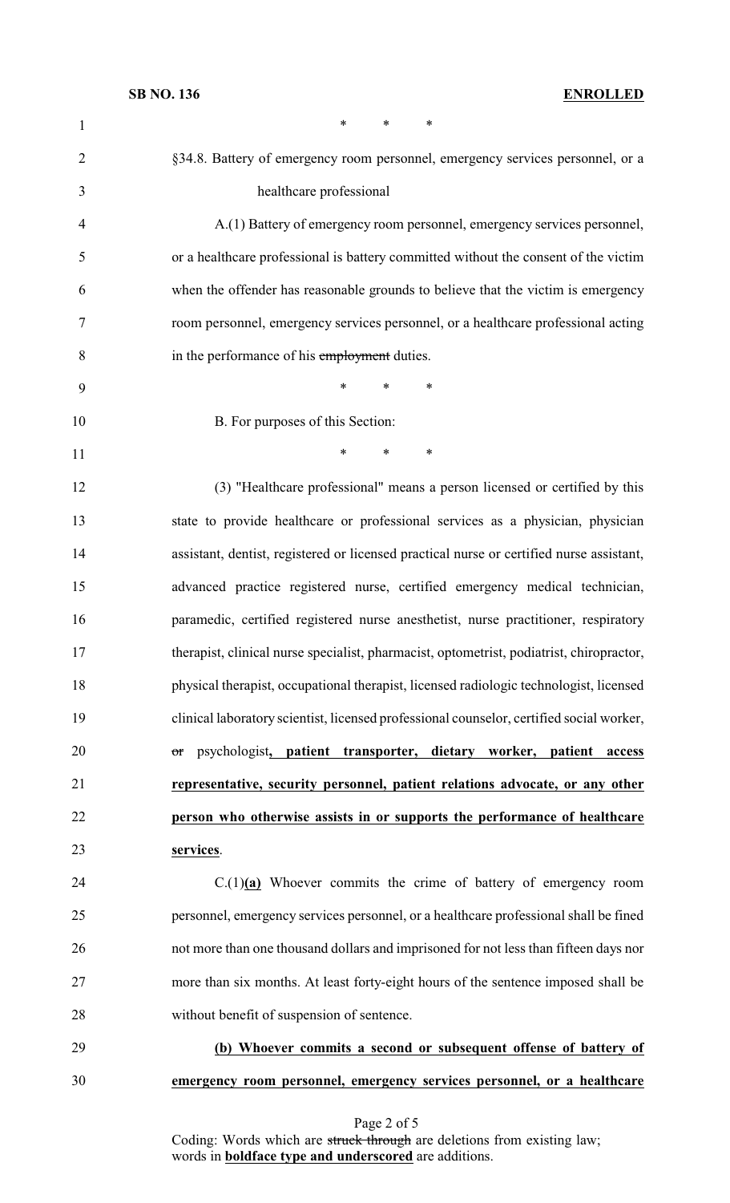\*   \*   \*

§34.8. Battery of emergency room personnel, emergency services personnel, or a healthcare professional

A.(1) Battery of emergency room personnel, emergency services personnel, or a healthcare professional is battery committed without the consent of the victim when the offender has reasonable grounds to believe that the victim is emergency room personnel, emergency services personnel, or a healthcare professional acting in the performance of his ~~employment~~ duties.

\*   \*   \*

B. For purposes of this Section:

\*   \*   \*

(3) "Healthcare professional" means a person licensed or certified by this state to provide healthcare or professional services as a physician, physician assistant, dentist, registered or licensed practical nurse or certified nurse assistant, advanced practice registered nurse, certified emergency medical technician, paramedic, certified registered nurse anesthetist, nurse practitioner, respiratory therapist, clinical nurse specialist, pharmacist, optometrist, podiatrist, chiropractor, physical therapist, occupational therapist, licensed radiologic technologist, licensed clinical laboratory scientist, licensed professional counselor, certified social worker, ~~or~~ psychologist**<u>, patient transporter, dietary worker, patient access representative, security personnel, patient relations advocate, or any other person who otherwise assists in or supports the performance of healthcare services</u>**.

C.(1)**<u>(a)</u>** Whoever commits the crime of battery of emergency room personnel, emergency services personnel, or a healthcare professional shall be fined not more than one thousand dollars and imprisoned for not less than fifteen days nor more than six months. At least forty-eight hours of the sentence imposed shall be without benefit of suspension of sentence.

**<u>(b) Whoever commits a second or subsequent offense of battery of emergency room personnel, emergency services personnel, or a healthcare</u>**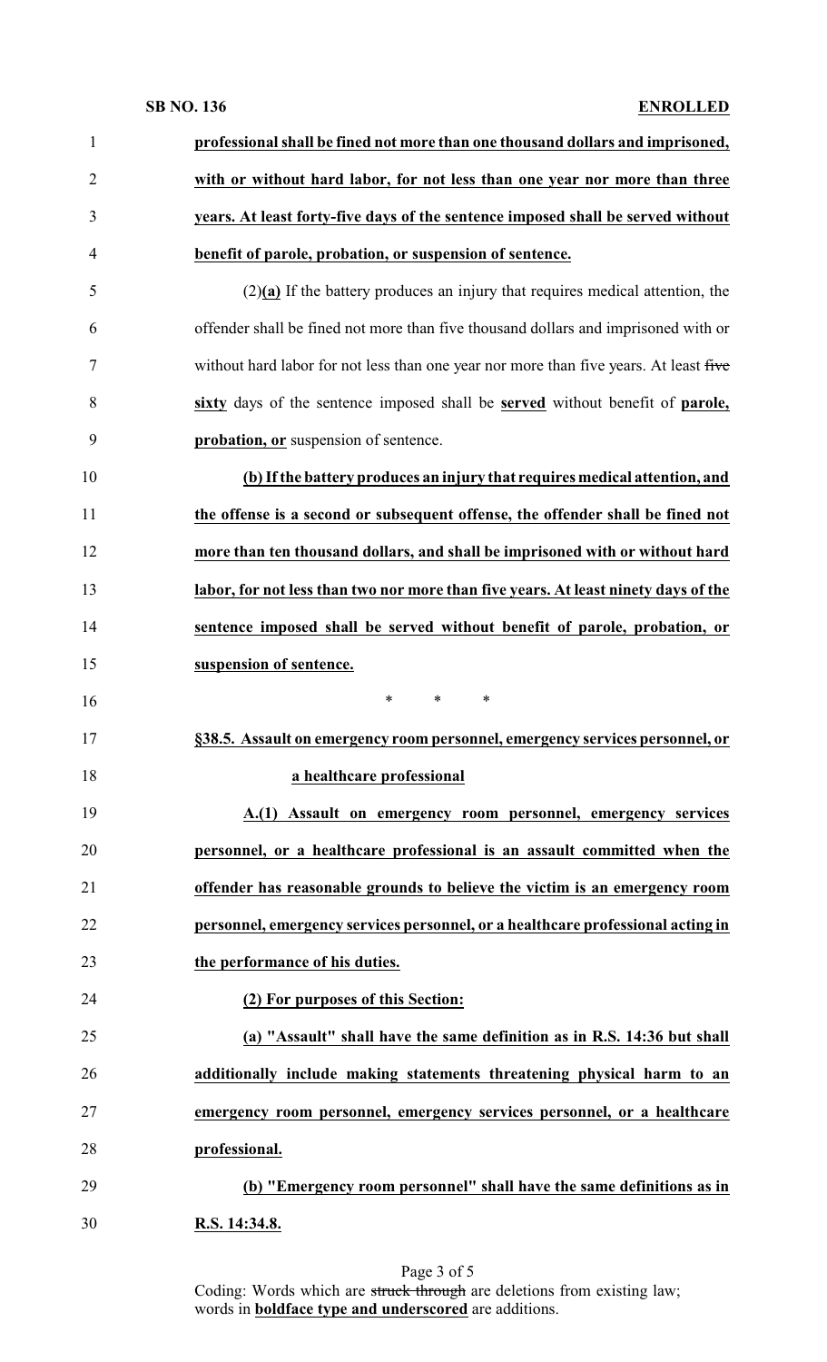**professional shall be fined not more than one thousand dollars and imprisoned, with or without hard labor, for not less than one year nor more than three years. At least forty-five days of the sentence imposed shall be served without benefit of parole, probation, or suspension of sentence.**

(2)**(a)** If the battery produces an injury that requires medical attention, the offender shall be fined not more than five thousand dollars and imprisoned with or without hard labor for not less than one year nor more than five years. At least ~~five~~ **sixty** days of the sentence imposed shall be **served** without benefit of **parole, probation, or** suspension of sentence.

**(b) If the battery produces an injury that requires medical attention, and the offense is a second or subsequent offense, the offender shall be fined not more than ten thousand dollars, and shall be imprisoned with or without hard labor, for not less than two nor more than five years. At least ninety days of the sentence imposed shall be served without benefit of parole, probation, or suspension of sentence.**

\* \* \*

**§38.5. Assault on emergency room personnel, emergency services personnel, or a healthcare professional**

**A.(1) Assault on emergency room personnel, emergency services personnel, or a healthcare professional is an assault committed when the offender has reasonable grounds to believe the victim is an emergency room personnel, emergency services personnel, or a healthcare professional acting in the performance of his duties.**

**(2) For purposes of this Section:**

**(a) "Assault" shall have the same definition as in R.S. 14:36 but shall additionally include making statements threatening physical harm to an emergency room personnel, emergency services personnel, or a healthcare professional.**

**(b) "Emergency room personnel" shall have the same definitions as in R.S. 14:34.8.**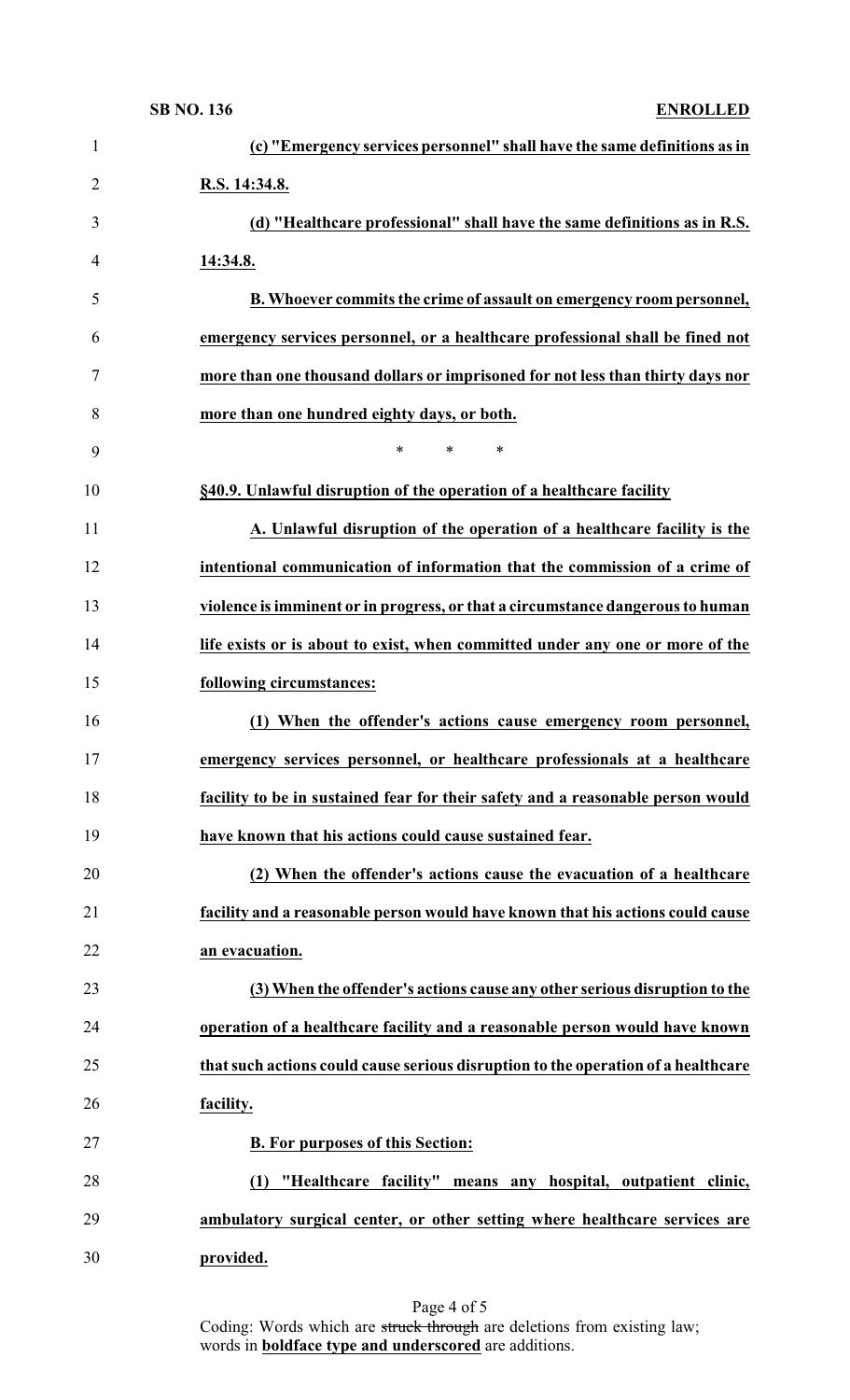**(c) "Emergency services personnel" shall have the same definitions as in R.S. 14:34.8.**

**(d) "Healthcare professional" shall have the same definitions as in R.S. 14:34.8.**

**B. Whoever commits the crime of assault on emergency room personnel, emergency services personnel, or a healthcare professional shall be fined not more than one thousand dollars or imprisoned for not less than thirty days nor more than one hundred eighty days, or both.**

\* \* \*

**§40.9. Unlawful disruption of the operation of a healthcare facility**

**A. Unlawful disruption of the operation of a healthcare facility is the intentional communication of information that the commission of a crime of violence is imminent or in progress, or that a circumstance dangerous to human life exists or is about to exist, when committed under any one or more of the following circumstances:**

**(1) When the offender's actions cause emergency room personnel, emergency services personnel, or healthcare professionals at a healthcare facility to be in sustained fear for their safety and a reasonable person would have known that his actions could cause sustained fear.**

**(2) When the offender's actions cause the evacuation of a healthcare facility and a reasonable person would have known that his actions could cause an evacuation.**

**(3) When the offender's actions cause any other serious disruption to the operation of a healthcare facility and a reasonable person would have known that such actions could cause serious disruption to the operation of a healthcare facility.**

**B. For purposes of this Section:**

**(1) "Healthcare facility" means any hospital, outpatient clinic, ambulatory surgical center, or other setting where healthcare services are provided.**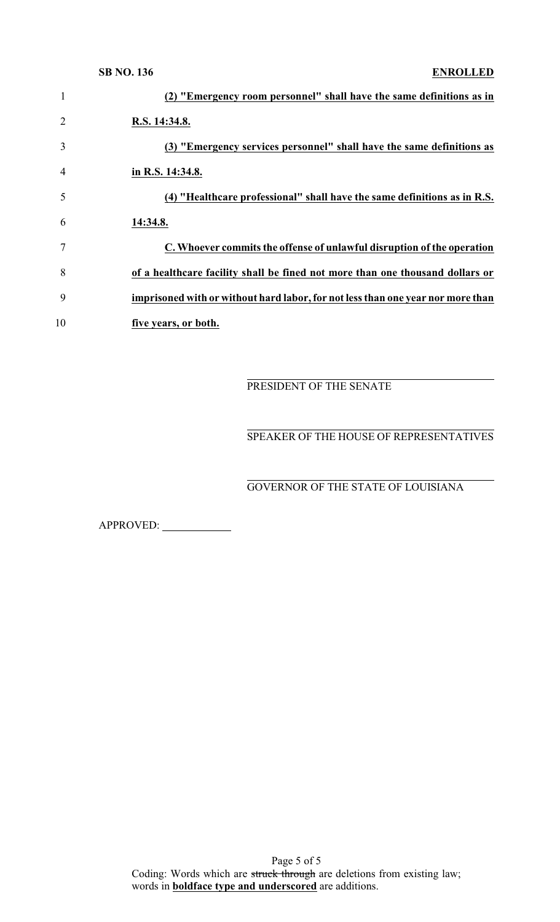**(2) "Emergency room personnel" shall have the same definitions as in R.S. 14:34.8.**

**(3) "Emergency services personnel" shall have the same definitions as in R.S. 14:34.8.**

**(4) "Healthcare professional" shall have the same definitions as in R.S. 14:34.8.**

**C. Whoever commits the offense of unlawful disruption of the operation of a healthcare facility shall be fined not more than one thousand dollars or imprisoned with or without hard labor, for not less than one year nor more than five years, or both.**

PRESIDENT OF THE SENATE

SPEAKER OF THE HOUSE OF REPRESENTATIVES

GOVERNOR OF THE STATE OF LOUISIANA

APPROVED: \_\_\_\_\_\_\_\_\_\_\_\_

Coding: Words which are ~~struck through~~ are deletions from existing law; words in **boldface type and underscored** are additions.